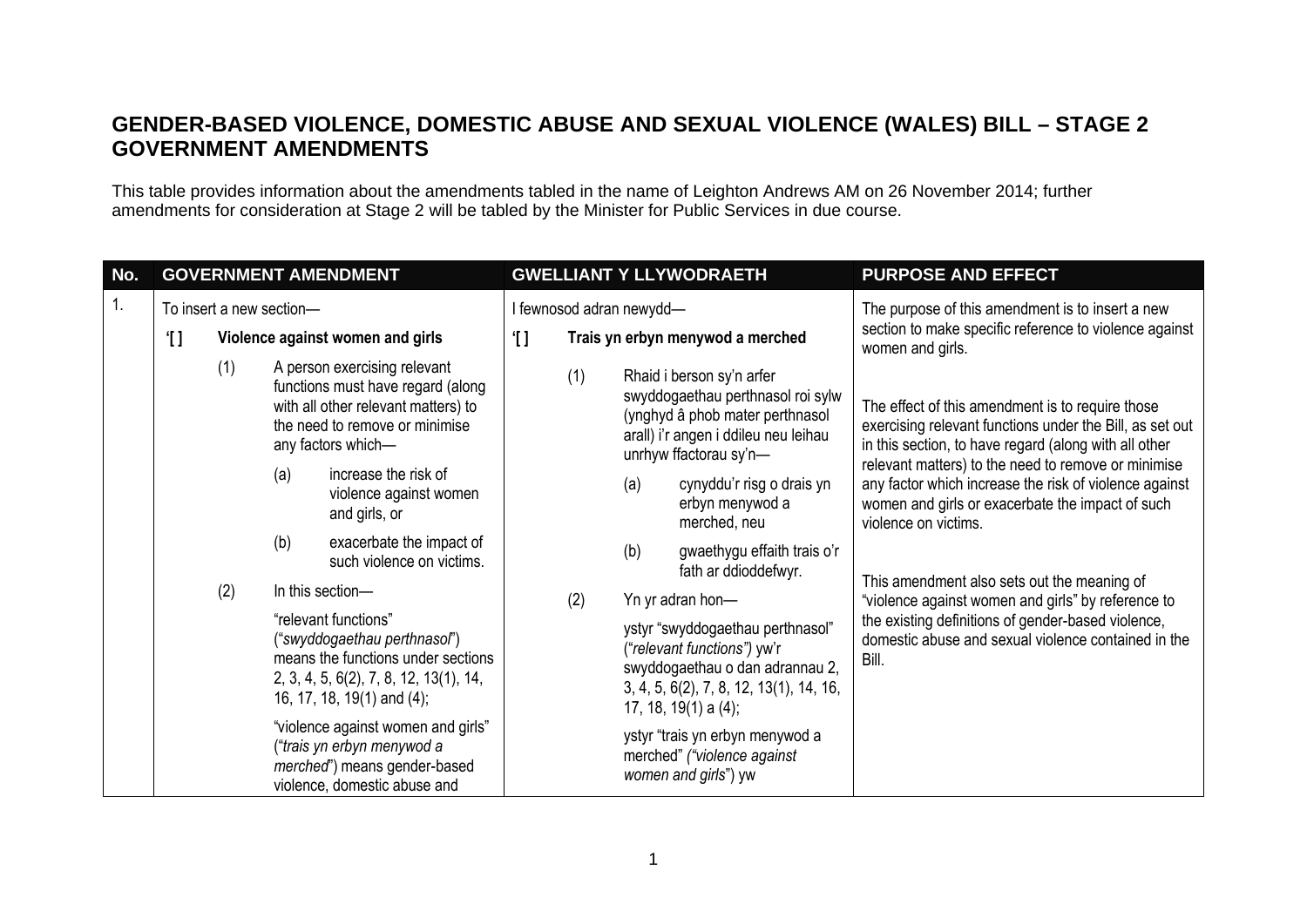## GENDER-BASED VIOLENCE, DOMESTIC ABUSE AND SEXUAL VIOLENCE (WALES) BILL – STAGE 2 GOVERNMENT AMENDMENTS

This table provides information about the amendments tabled in the name of Leighton Andrews AM on 26 November 2014; further amendments for consideration at Stage 2 will be tabled by the Minister for Public Services in due course.

| No. | GOVERNMENT AMENDMENT | GWELLIANT Y LLYWODRAETH | PURPOSE AND EFFECT |
|---|---|---|---|
| 1. | To insert a new section—<br><br>**‘[ ] Violence against women and girls**<br><br>(1) A person exercising relevant functions must have regard (along with all other relevant matters) to the need to remove or minimise any factors which—<br><br>(a) increase the risk of violence against women and girls, or<br><br>(b) exacerbate the impact of such violence on victims.<br><br>(2) In this section—<br><br>“relevant functions” (“*swyddogaethau perthnasol*”) means the functions under sections 2, 3, 4, 5, 6(2), 7, 8, 12, 13(1), 14, 16, 17, 18, 19(1) and (4);<br><br>“violence against women and girls” (“*trais yn erbyn menywod a merched*”) means gender-based violence, domestic abuse and | I fewnosod adran newydd—<br><br>**‘[ ] Trais yn erbyn menywod a merched**<br><br>(1) Rhaid i berson sy’n arfer swyddogaethau perthnasol roi sylw (ynghyd â phob mater perthnasol arall) i’r angen i ddileu neu leihau unrhyw ffactorau sy’n—<br><br>(a) cynyddu’r risg o drais yn erbyn menywod a merched, neu<br><br>(b) gwaethygu effaith trais o’r fath ar ddioddefwyr.<br><br>(2) Yn yr adran hon—<br><br>ystyr “swyddogaethau perthnasol” (“*relevant functions”)* yw’r swyddogaethau o dan adrannau 2, 3, 4, 5, 6(2), 7, 8, 12, 13(1), 14, 16, 17, 18, 19(1) a (4);<br><br>ystyr “trais yn erbyn menywod a merched” *(“violence against women and girls*”) yw | The purpose of this amendment is to insert a new section to make specific reference to violence against women and girls.<br><br>The effect of this amendment is to require those exercising relevant functions under the Bill, as set out in this section, to have regard (along with all other relevant matters) to the need to remove or minimise any factor which increase the risk of violence against women and girls or exacerbate the impact of such violence on victims.<br><br>This amendment also sets out the meaning of “violence against women and girls” by reference to the existing definitions of gender-based violence, domestic abuse and sexual violence contained in the Bill. |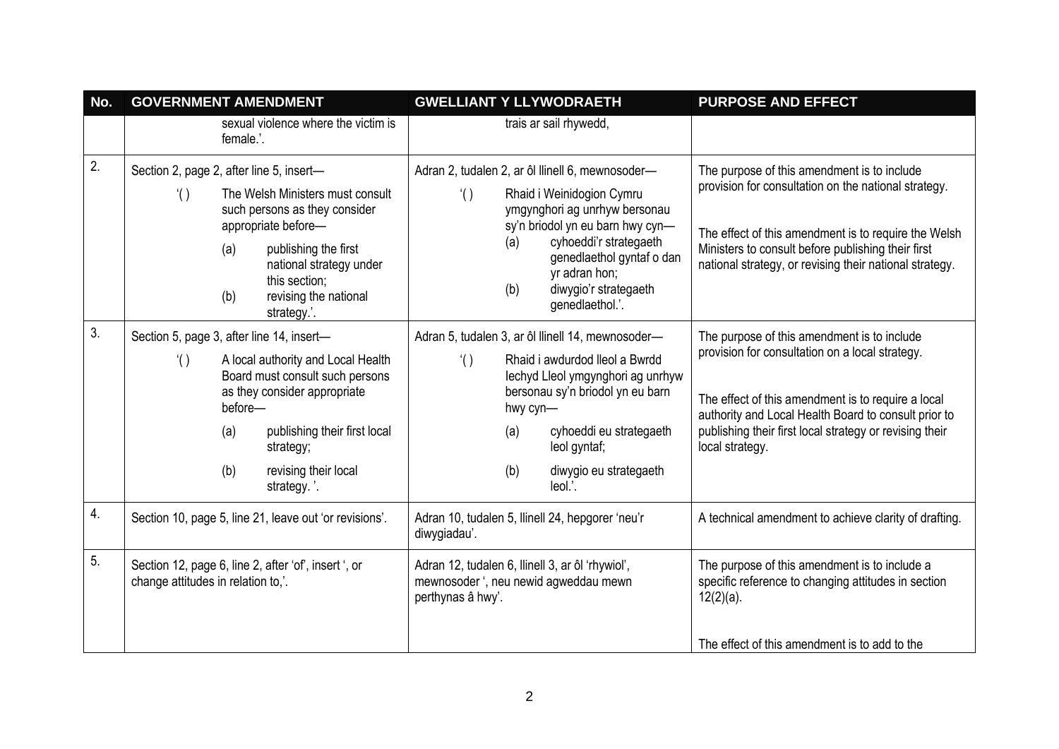| No. | GOVERNMENT AMENDMENT | GWELLIANT Y LLYWODRAETH | PURPOSE AND EFFECT |
|---|---|---|---|
| | sexual violence where the victim is female.'. | trais ar sail rhywedd, | |
| 2. | Section 2, page 2, after line 5, insert—<br><br>'( ) The Welsh Ministers must consult such persons as they consider appropriate before—<br>(a) publishing the first national strategy under this section;<br>(b) revising the national strategy.'. | Adran 2, tudalen 2, ar ôl llinell 6, mewnosoder—<br><br>'( ) Rhaid i Weinidogion Cymru ymgynghori ag unrhyw bersonau sy'n briodol yn eu barn hwy cyn—<br>(a) cyhoeddi'r strategaeth genedlaethol gyntaf o dan yr adran hon;<br>(b) diwygio'r strategaeth genedlaethol.'. | The purpose of this amendment is to include provision for consultation on the national strategy.<br><br>The effect of this amendment is to require the Welsh Ministers to consult before publishing their first national strategy, or revising their national strategy. |
| 3. | Section 5, page 3, after line 14, insert—<br><br>'( ) A local authority and Local Health Board must consult such persons as they consider appropriate before—<br>(a) publishing their first local strategy;<br>(b) revising their local strategy. '. | Adran 5, tudalen 3, ar ôl llinell 14, mewnosoder—<br><br>'( ) Rhaid i awdurdod lleol a Bwrdd Iechyd Lleol ymgynghori ag unrhyw bersonau sy'n briodol yn eu barn hwy cyn—<br>(a) cyhoeddi eu strategaeth leol gyntaf;<br>(b) diwygio eu strategaeth leol.'. | The purpose of this amendment is to include provision for consultation on a local strategy.<br><br>The effect of this amendment is to require a local authority and Local Health Board to consult prior to publishing their first local strategy or revising their local strategy. |
| 4. | Section 10, page 5, line 21, leave out 'or revisions'. | Adran 10, tudalen 5, llinell 24, hepgorer 'neu'r diwygiadau'. | A technical amendment to achieve clarity of drafting. |
| 5. | Section 12, page 6, line 2, after 'of', insert ', or change attitudes in relation to,'. | Adran 12, tudalen 6, llinell 3, ar ôl 'rhywiol', mewnosoder ', neu newid agweddau mewn perthynas â hwy'. | The purpose of this amendment is to include a specific reference to changing attitudes in section 12(2)(a).<br><br>The effect of this amendment is to add to the |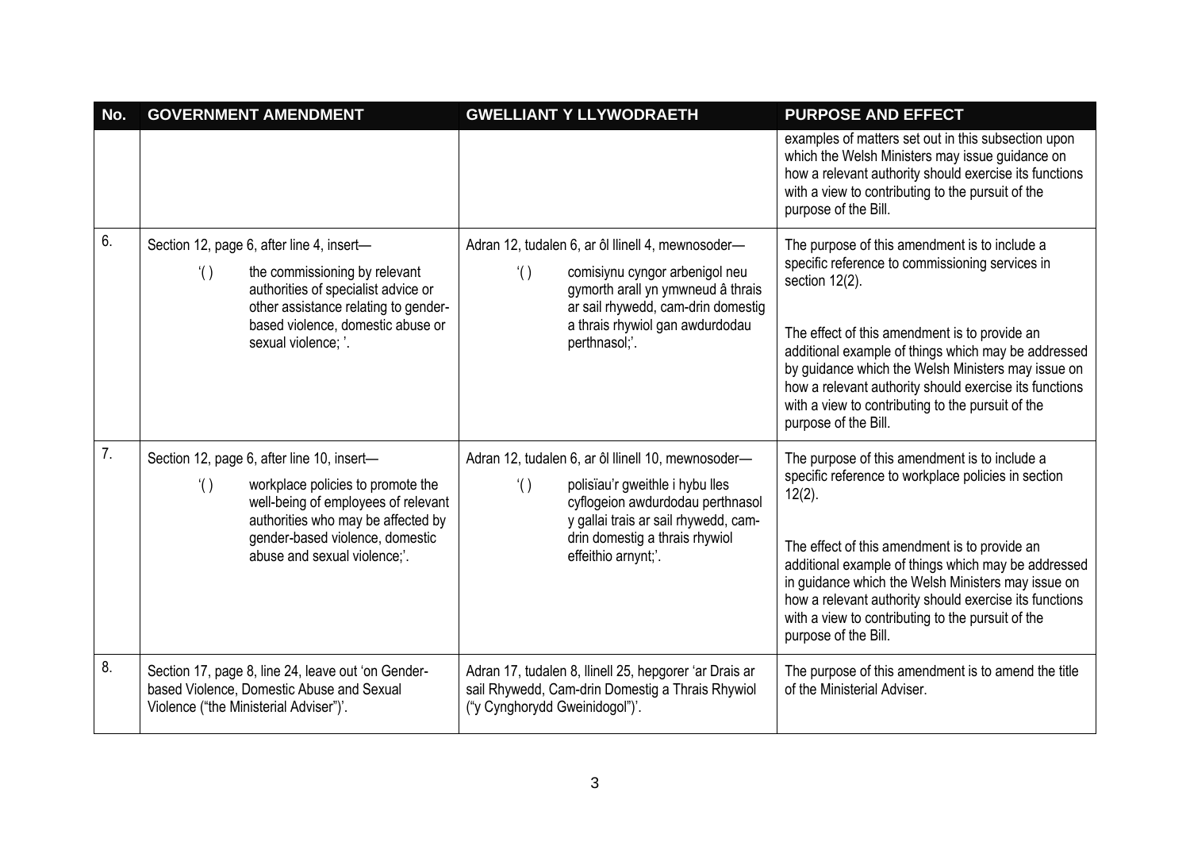| No. | GOVERNMENT AMENDMENT | GWELLIANT Y LLYWODRAETH | PURPOSE AND EFFECT |
|---|---|---|---|
| | | | examples of matters set out in this subsection upon which the Welsh Ministers may issue guidance on how a relevant authority should exercise its functions with a view to contributing to the pursuit of the purpose of the Bill. |
| 6. | Section 12, page 6, after line 4, insert— ‘( ) the commissioning by relevant authorities of specialist advice or other assistance relating to gender-based violence, domestic abuse or sexual violence; ’. | Adran 12, tudalen 6, ar ôl llinell 4, mewnosoder— ‘( ) comisiynu cyngor arbenigol neu gymorth arall yn ymwneud â thrais ar sail rhywedd, cam-drin domestig a thrais rhywiol gan awdurdodau perthnasol;’. | The purpose of this amendment is to include a specific reference to commissioning services in section 12(2). The effect of this amendment is to provide an additional example of things which may be addressed by guidance which the Welsh Ministers may issue on how a relevant authority should exercise its functions with a view to contributing to the pursuit of the purpose of the Bill. |
| 7. | Section 12, page 6, after line 10, insert— ‘( ) workplace policies to promote the well-being of employees of relevant authorities who may be affected by gender-based violence, domestic abuse and sexual violence;’. | Adran 12, tudalen 6, ar ôl llinell 10, mewnosoder— ‘( ) polisïau’r gweithle i hybu lles cyflogeion awdurdodau perthnasol y gallai trais ar sail rhywedd, cam-drin domestig a thrais rhywiol effeithio arnynt;’. | The purpose of this amendment is to include a specific reference to workplace policies in section 12(2). The effect of this amendment is to provide an additional example of things which may be addressed in guidance which the Welsh Ministers may issue on how a relevant authority should exercise its functions with a view to contributing to the pursuit of the purpose of the Bill. |
| 8. | Section 17, page 8, line 24, leave out ‘on Gender-based Violence, Domestic Abuse and Sexual Violence (“the Ministerial Adviser”)’. | Adran 17, tudalen 8, llinell 25, hepgorer ‘ar Drais ar sail Rhywedd, Cam-drin Domestig a Thrais Rhywiol (“y Cynghorydd Gweinidogol”)’. | The purpose of this amendment is to amend the title of the Ministerial Adviser. |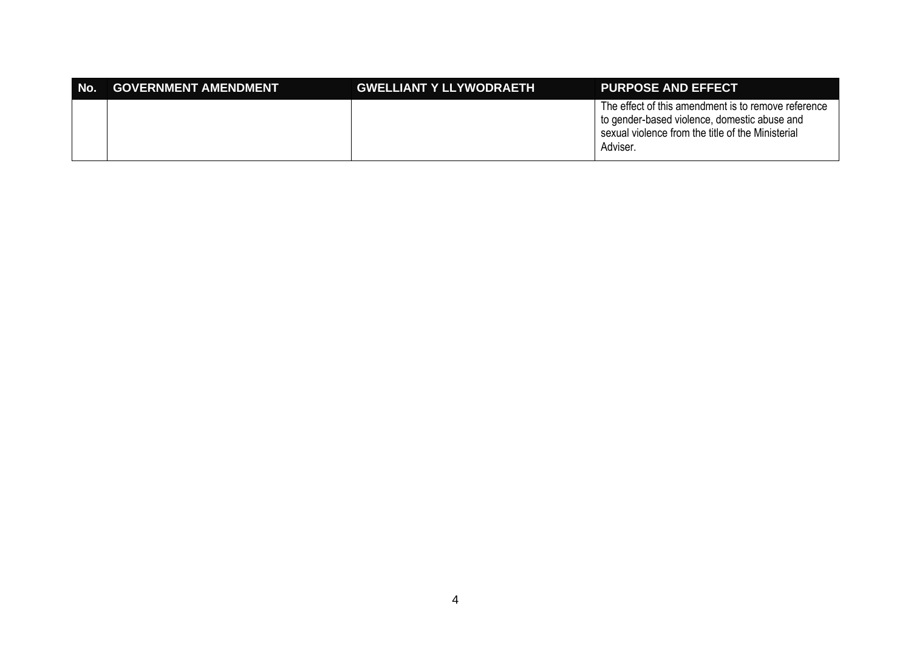| No. | GOVERNMENT AMENDMENT | GWELLIANT Y LLYWODRAETH | PURPOSE AND EFFECT |
|---|---|---|---|
| | | | The effect of this amendment is to remove reference to gender-based violence, domestic abuse and sexual violence from the title of the Ministerial Adviser. |